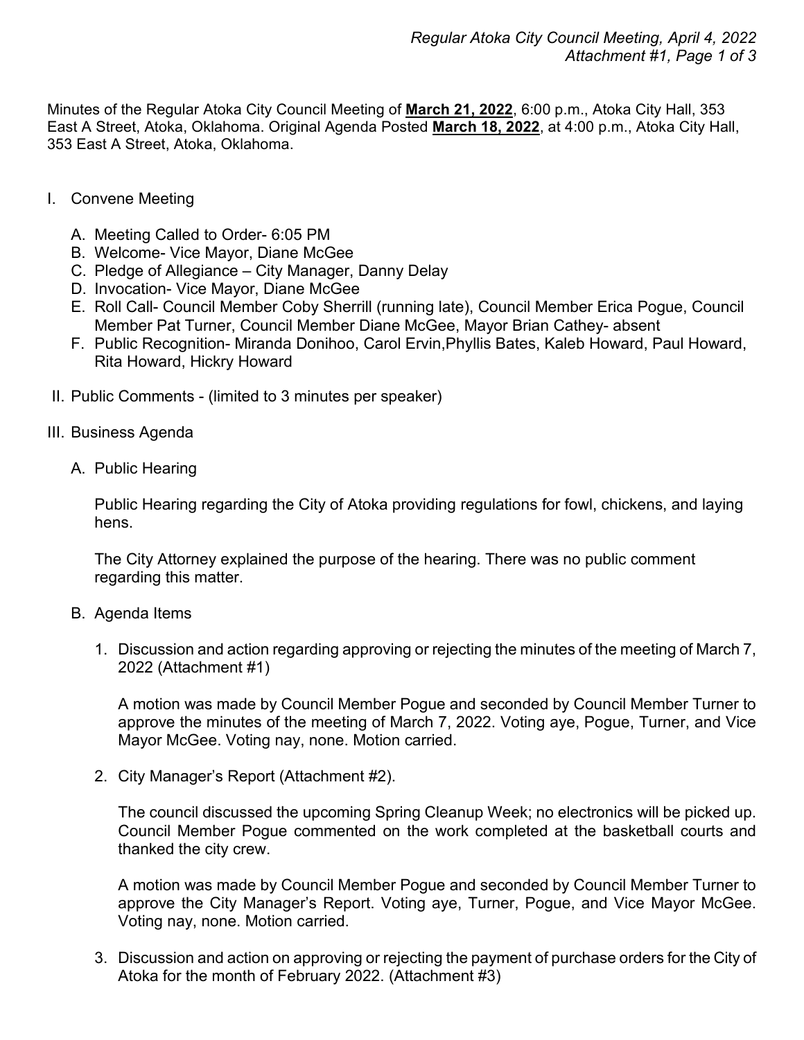Minutes of the Regular Atoka City Council Meeting of **March 21, 2022**, 6:00 p.m., Atoka City Hall, 353 East A Street, Atoka, Oklahoma. Original Agenda Posted **March 18, 2022**, at 4:00 p.m., Atoka City Hall, 353 East A Street, Atoka, Oklahoma.

I. Convene Meeting

   A. Meeting Called to Order- 6:05 PM
   B. Welcome- Vice Mayor, Diane McGee
   C. Pledge of Allegiance – City Manager, Danny Delay
   D. Invocation- Vice Mayor, Diane McGee
   E. Roll Call- Council Member Coby Sherrill (running late), Council Member Erica Pogue, Council Member Pat Turner, Council Member Diane McGee, Mayor Brian Cathey- absent
   F. Public Recognition- Miranda Donihoo, Carol Ervin,Phyllis Bates, Kaleb Howard, Paul Howard, Rita Howard, Hickry Howard

II. Public Comments - (limited to 3 minutes per speaker)

III. Business Agenda

   A. Public Hearing

      Public Hearing regarding the City of Atoka providing regulations for fowl, chickens, and laying hens.

      The City Attorney explained the purpose of the hearing. There was no public comment regarding this matter.

   B. Agenda Items

      1. Discussion and action regarding approving or rejecting the minutes of the meeting of March 7, 2022 (Attachment #1)

         A motion was made by Council Member Pogue and seconded by Council Member Turner to approve the minutes of the meeting of March 7, 2022. Voting aye, Pogue, Turner, and Vice Mayor McGee. Voting nay, none. Motion carried.

      2. City Manager's Report (Attachment #2).

         The council discussed the upcoming Spring Cleanup Week; no electronics will be picked up. Council Member Pogue commented on the work completed at the basketball courts and thanked the city crew.

         A motion was made by Council Member Pogue and seconded by Council Member Turner to approve the City Manager's Report. Voting aye, Turner, Pogue, and Vice Mayor McGee. Voting nay, none. Motion carried.

      3. Discussion and action on approving or rejecting the payment of purchase orders for the City of Atoka for the month of February 2022. (Attachment #3)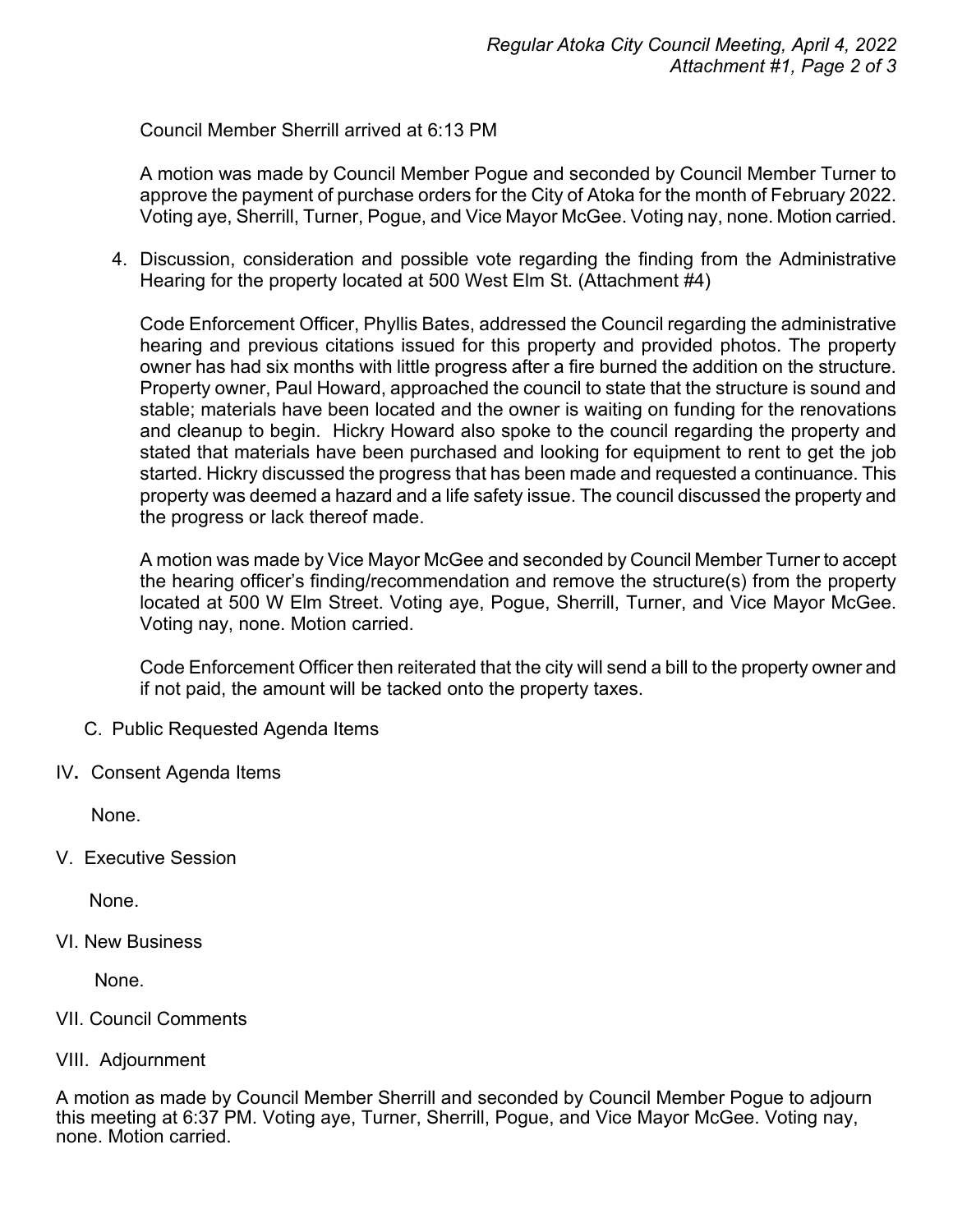Council Member Sherrill arrived at 6:13 PM

A motion was made by Council Member Pogue and seconded by Council Member Turner to approve the payment of purchase orders for the City of Atoka for the month of February 2022. Voting aye, Sherrill, Turner, Pogue, and Vice Mayor McGee. Voting nay, none. Motion carried.

4. Discussion, consideration and possible vote regarding the finding from the Administrative Hearing for the property located at 500 West Elm St. (Attachment #4)

   Code Enforcement Officer, Phyllis Bates, addressed the Council regarding the administrative hearing and previous citations issued for this property and provided photos. The property owner has had six months with little progress after a fire burned the addition on the structure. Property owner, Paul Howard, approached the council to state that the structure is sound and stable; materials have been located and the owner is waiting on funding for the renovations and cleanup to begin. Hickry Howard also spoke to the council regarding the property and stated that materials have been purchased and looking for equipment to rent to get the job started. Hickry discussed the progress that has been made and requested a continuance. This property was deemed a hazard and a life safety issue. The council discussed the property and the progress or lack thereof made.

   A motion was made by Vice Mayor McGee and seconded by Council Member Turner to accept the hearing officer's finding/recommendation and remove the structure(s) from the property located at 500 W Elm Street. Voting aye, Pogue, Sherrill, Turner, and Vice Mayor McGee. Voting nay, none. Motion carried.

   Code Enforcement Officer then reiterated that the city will send a bill to the property owner and if not paid, the amount will be tacked onto the property taxes.

C. Public Requested Agenda Items

IV. Consent Agenda Items

None.

V. Executive Session

None.

VI. New Business

None.

VII. Council Comments

VIII. Adjournment

A motion as made by Council Member Sherrill and seconded by Council Member Pogue to adjourn this meeting at 6:37 PM. Voting aye, Turner, Sherrill, Pogue, and Vice Mayor McGee. Voting nay, none. Motion carried.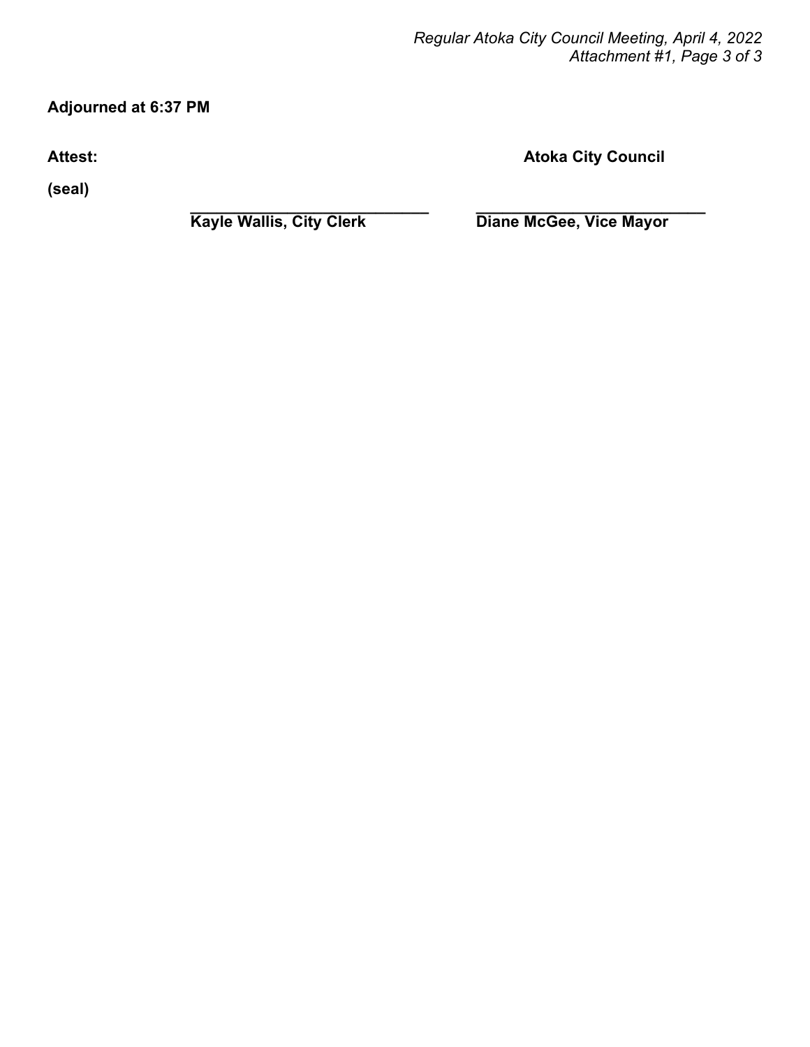**Adjourned at 6:37 PM**

**Attest:** **Atoka City Council**

**(seal)**

**_____________________________ _____________________________**

**Kayle Wallis, City Clerk Diane McGee, Vice Mayor**